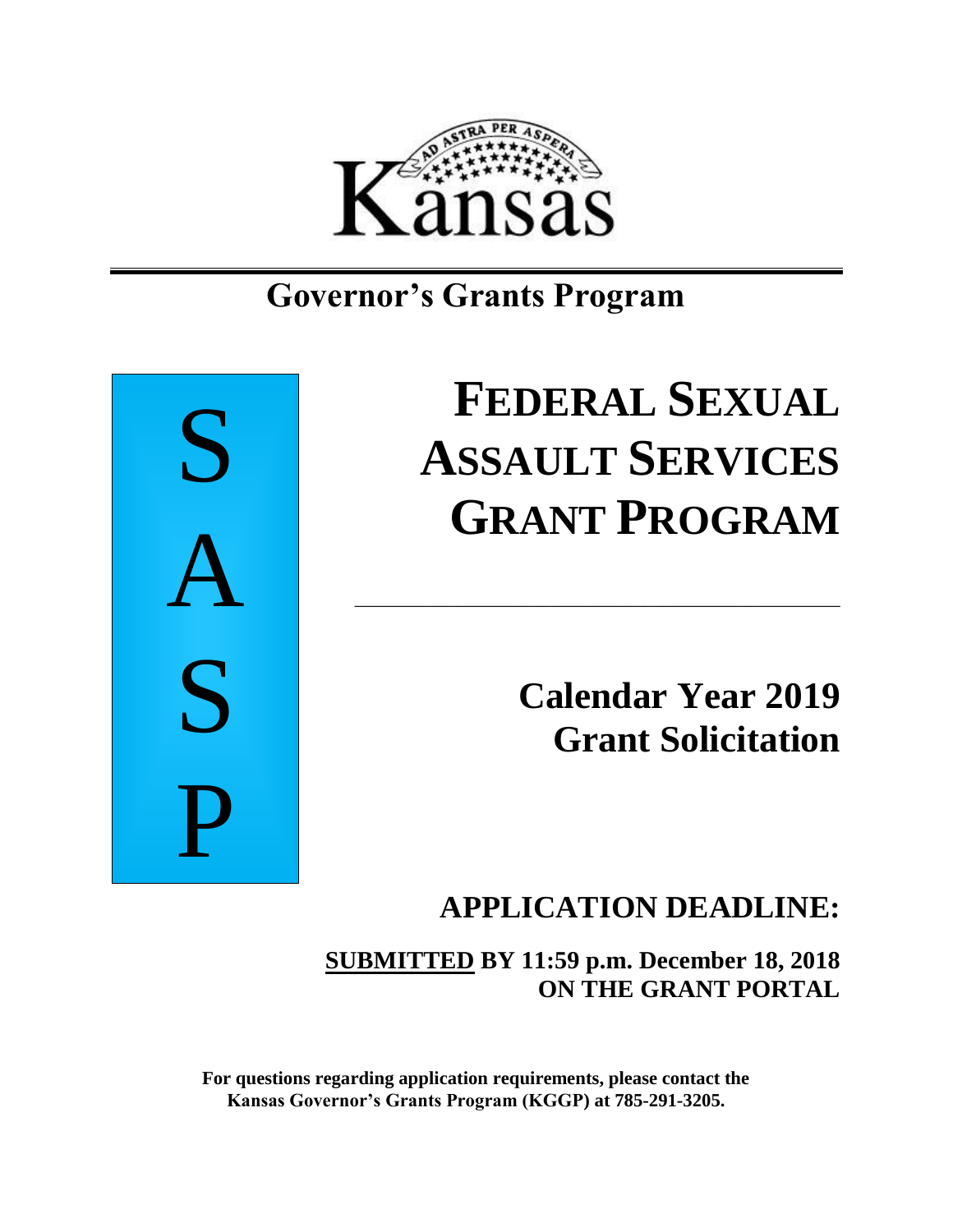Kansas

# Governor's Grants Program

S A S P

# FEDERAL SEXUAL ASSAULT SERVICES GRANT PROGRAM

## Calendar Year 2019 Grant Solicitation

## APPLICATION DEADLINE:

**SUBMITTED BY 11:59 p.m. December 18, 2018 ON THE GRANT PORTAL**

**For questions regarding application requirements, please contact the Kansas Governor's Grants Program (KGGP) at 785-291-3205.**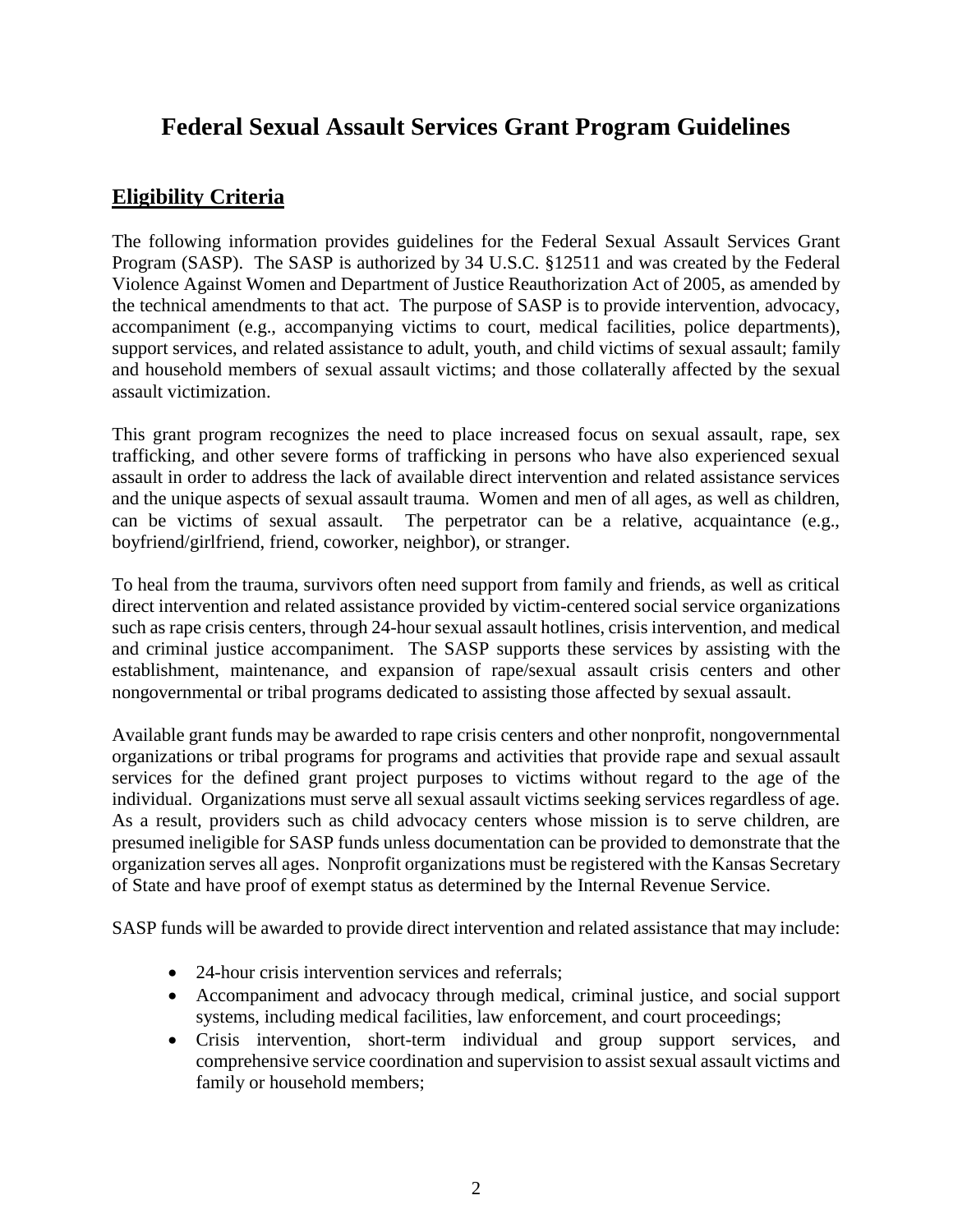# Federal Sexual Assault Services Grant Program Guidelines

## Eligibility Criteria

The following information provides guidelines for the Federal Sexual Assault Services Grant Program (SASP). The SASP is authorized by 34 U.S.C. §12511 and was created by the Federal Violence Against Women and Department of Justice Reauthorization Act of 2005, as amended by the technical amendments to that act. The purpose of SASP is to provide intervention, advocacy, accompaniment (e.g., accompanying victims to court, medical facilities, police departments), support services, and related assistance to adult, youth, and child victims of sexual assault; family and household members of sexual assault victims; and those collaterally affected by the sexual assault victimization.

This grant program recognizes the need to place increased focus on sexual assault, rape, sex trafficking, and other severe forms of trafficking in persons who have also experienced sexual assault in order to address the lack of available direct intervention and related assistance services and the unique aspects of sexual assault trauma. Women and men of all ages, as well as children, can be victims of sexual assault. The perpetrator can be a relative, acquaintance (e.g., boyfriend/girlfriend, friend, coworker, neighbor), or stranger.

To heal from the trauma, survivors often need support from family and friends, as well as critical direct intervention and related assistance provided by victim-centered social service organizations such as rape crisis centers, through 24-hour sexual assault hotlines, crisis intervention, and medical and criminal justice accompaniment. The SASP supports these services by assisting with the establishment, maintenance, and expansion of rape/sexual assault crisis centers and other nongovernmental or tribal programs dedicated to assisting those affected by sexual assault.

Available grant funds may be awarded to rape crisis centers and other nonprofit, nongovernmental organizations or tribal programs for programs and activities that provide rape and sexual assault services for the defined grant project purposes to victims without regard to the age of the individual. Organizations must serve all sexual assault victims seeking services regardless of age. As a result, providers such as child advocacy centers whose mission is to serve children, are presumed ineligible for SASP funds unless documentation can be provided to demonstrate that the organization serves all ages. Nonprofit organizations must be registered with the Kansas Secretary of State and have proof of exempt status as determined by the Internal Revenue Service.

SASP funds will be awarded to provide direct intervention and related assistance that may include:

- 24-hour crisis intervention services and referrals;
- Accompaniment and advocacy through medical, criminal justice, and social support systems, including medical facilities, law enforcement, and court proceedings;
- Crisis intervention, short-term individual and group support services, and comprehensive service coordination and supervision to assist sexual assault victims and family or household members;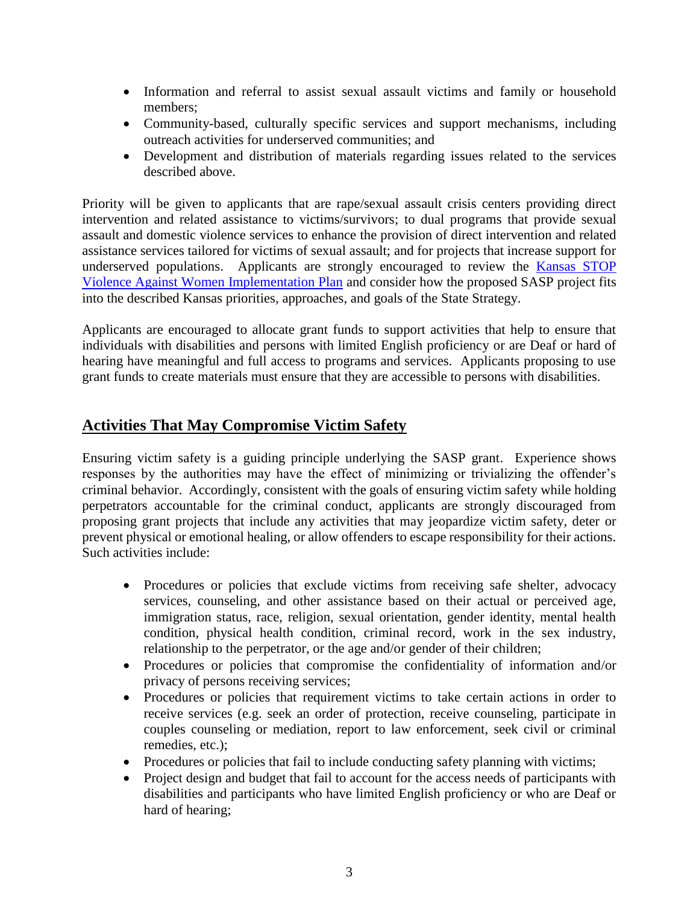- Information and referral to assist sexual assault victims and family or household members;
- Community-based, culturally specific services and support mechanisms, including outreach activities for underserved communities; and
- Development and distribution of materials regarding issues related to the services described above.

Priority will be given to applicants that are rape/sexual assault crisis centers providing direct intervention and related assistance to victims/survivors; to dual programs that provide sexual assault and domestic violence services to enhance the provision of direct intervention and related assistance services tailored for victims of sexual assault; and for projects that increase support for underserved populations. Applicants are strongly encouraged to review the [Kansas STOP Violence Against Women Implementation Plan] and consider how the proposed SASP project fits into the described Kansas priorities, approaches, and goals of the State Strategy.

Applicants are encouraged to allocate grant funds to support activities that help to ensure that individuals with disabilities and persons with limited English proficiency or are Deaf or hard of hearing have meaningful and full access to programs and services. Applicants proposing to use grant funds to create materials must ensure that they are accessible to persons with disabilities.

## Activities That May Compromise Victim Safety

Ensuring victim safety is a guiding principle underlying the SASP grant. Experience shows responses by the authorities may have the effect of minimizing or trivializing the offender's criminal behavior. Accordingly, consistent with the goals of ensuring victim safety while holding perpetrators accountable for the criminal conduct, applicants are strongly discouraged from proposing grant projects that include any activities that may jeopardize victim safety, deter or prevent physical or emotional healing, or allow offenders to escape responsibility for their actions. Such activities include:

- Procedures or policies that exclude victims from receiving safe shelter, advocacy services, counseling, and other assistance based on their actual or perceived age, immigration status, race, religion, sexual orientation, gender identity, mental health condition, physical health condition, criminal record, work in the sex industry, relationship to the perpetrator, or the age and/or gender of their children;
- Procedures or policies that compromise the confidentiality of information and/or privacy of persons receiving services;
- Procedures or policies that requirement victims to take certain actions in order to receive services (e.g. seek an order of protection, receive counseling, participate in couples counseling or mediation, report to law enforcement, seek civil or criminal remedies, etc.);
- Procedures or policies that fail to include conducting safety planning with victims;
- Project design and budget that fail to account for the access needs of participants with disabilities and participants who have limited English proficiency or who are Deaf or hard of hearing;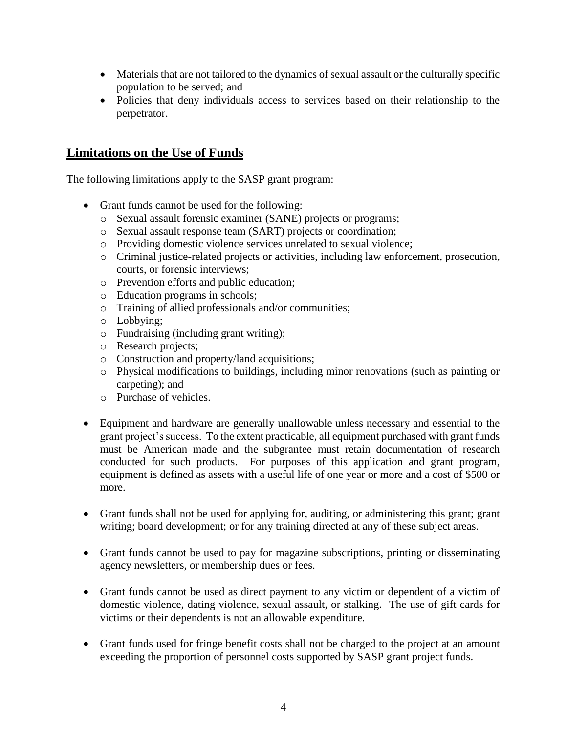- Materials that are not tailored to the dynamics of sexual assault or the culturally specific population to be served; and
- Policies that deny individuals access to services based on their relationship to the perpetrator.

## Limitations on the Use of Funds

The following limitations apply to the SASP grant program:

- Grant funds cannot be used for the following:
  - Sexual assault forensic examiner (SANE) projects or programs;
  - Sexual assault response team (SART) projects or coordination;
  - Providing domestic violence services unrelated to sexual violence;
  - Criminal justice-related projects or activities, including law enforcement, prosecution, courts, or forensic interviews;
  - Prevention efforts and public education;
  - Education programs in schools;
  - Training of allied professionals and/or communities;
  - Lobbying;
  - Fundraising (including grant writing);
  - Research projects;
  - Construction and property/land acquisitions;
  - Physical modifications to buildings, including minor renovations (such as painting or carpeting); and
  - Purchase of vehicles.

- Equipment and hardware are generally unallowable unless necessary and essential to the grant project's success. To the extent practicable, all equipment purchased with grant funds must be American made and the subgrantee must retain documentation of research conducted for such products. For purposes of this application and grant program, equipment is defined as assets with a useful life of one year or more and a cost of $500 or more.

- Grant funds shall not be used for applying for, auditing, or administering this grant; grant writing; board development; or for any training directed at any of these subject areas.

- Grant funds cannot be used to pay for magazine subscriptions, printing or disseminating agency newsletters, or membership dues or fees.

- Grant funds cannot be used as direct payment to any victim or dependent of a victim of domestic violence, dating violence, sexual assault, or stalking. The use of gift cards for victims or their dependents is not an allowable expenditure.

- Grant funds used for fringe benefit costs shall not be charged to the project at an amount exceeding the proportion of personnel costs supported by SASP grant project funds.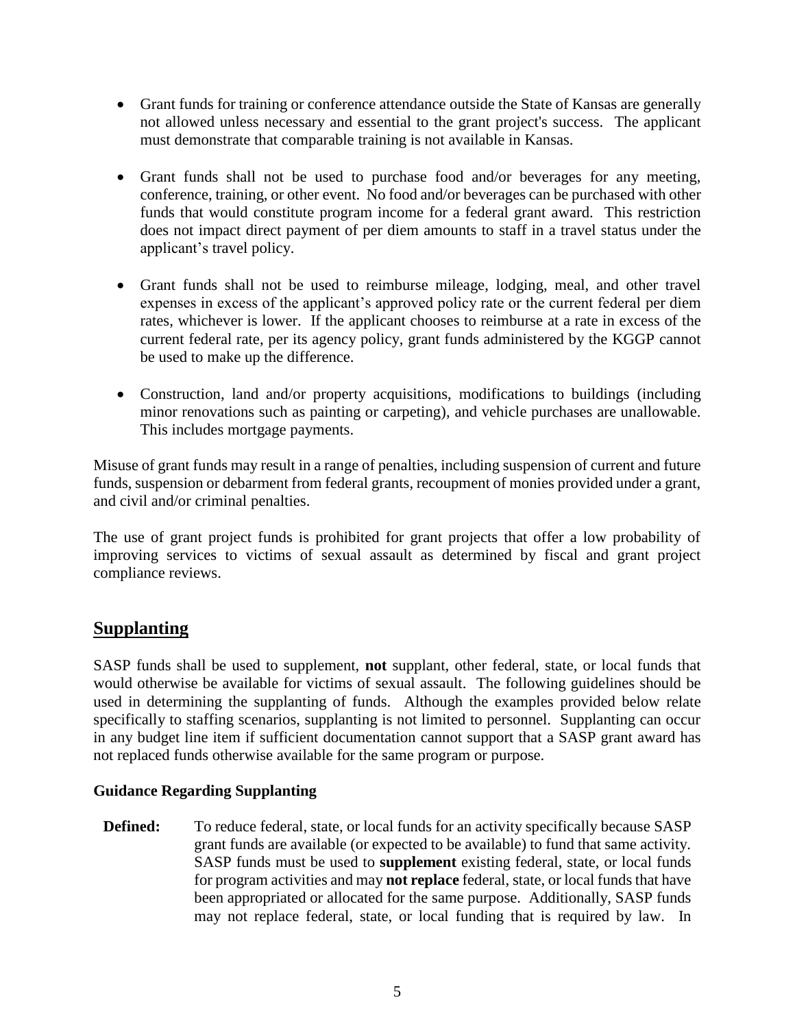- Grant funds for training or conference attendance outside the State of Kansas are generally not allowed unless necessary and essential to the grant project's success. The applicant must demonstrate that comparable training is not available in Kansas.

- Grant funds shall not be used to purchase food and/or beverages for any meeting, conference, training, or other event. No food and/or beverages can be purchased with other funds that would constitute program income for a federal grant award. This restriction does not impact direct payment of per diem amounts to staff in a travel status under the applicant's travel policy.

- Grant funds shall not be used to reimburse mileage, lodging, meal, and other travel expenses in excess of the applicant's approved policy rate or the current federal per diem rates, whichever is lower. If the applicant chooses to reimburse at a rate in excess of the current federal rate, per its agency policy, grant funds administered by the KGGP cannot be used to make up the difference.

- Construction, land and/or property acquisitions, modifications to buildings (including minor renovations such as painting or carpeting), and vehicle purchases are unallowable. This includes mortgage payments.

Misuse of grant funds may result in a range of penalties, including suspension of current and future funds, suspension or debarment from federal grants, recoupment of monies provided under a grant, and civil and/or criminal penalties.

The use of grant project funds is prohibited for grant projects that offer a low probability of improving services to victims of sexual assault as determined by fiscal and grant project compliance reviews.

## Supplanting

SASP funds shall be used to supplement, **not** supplant, other federal, state, or local funds that would otherwise be available for victims of sexual assault. The following guidelines should be used in determining the supplanting of funds. Although the examples provided below relate specifically to staffing scenarios, supplanting is not limited to personnel. Supplanting can occur in any budget line item if sufficient documentation cannot support that a SASP grant award has not replaced funds otherwise available for the same program or purpose.

### Guidance Regarding Supplanting

**Defined:** To reduce federal, state, or local funds for an activity specifically because SASP grant funds are available (or expected to be available) to fund that same activity. SASP funds must be used to **supplement** existing federal, state, or local funds for program activities and may **not replace** federal, state, or local funds that have been appropriated or allocated for the same purpose. Additionally, SASP funds may not replace federal, state, or local funding that is required by law. In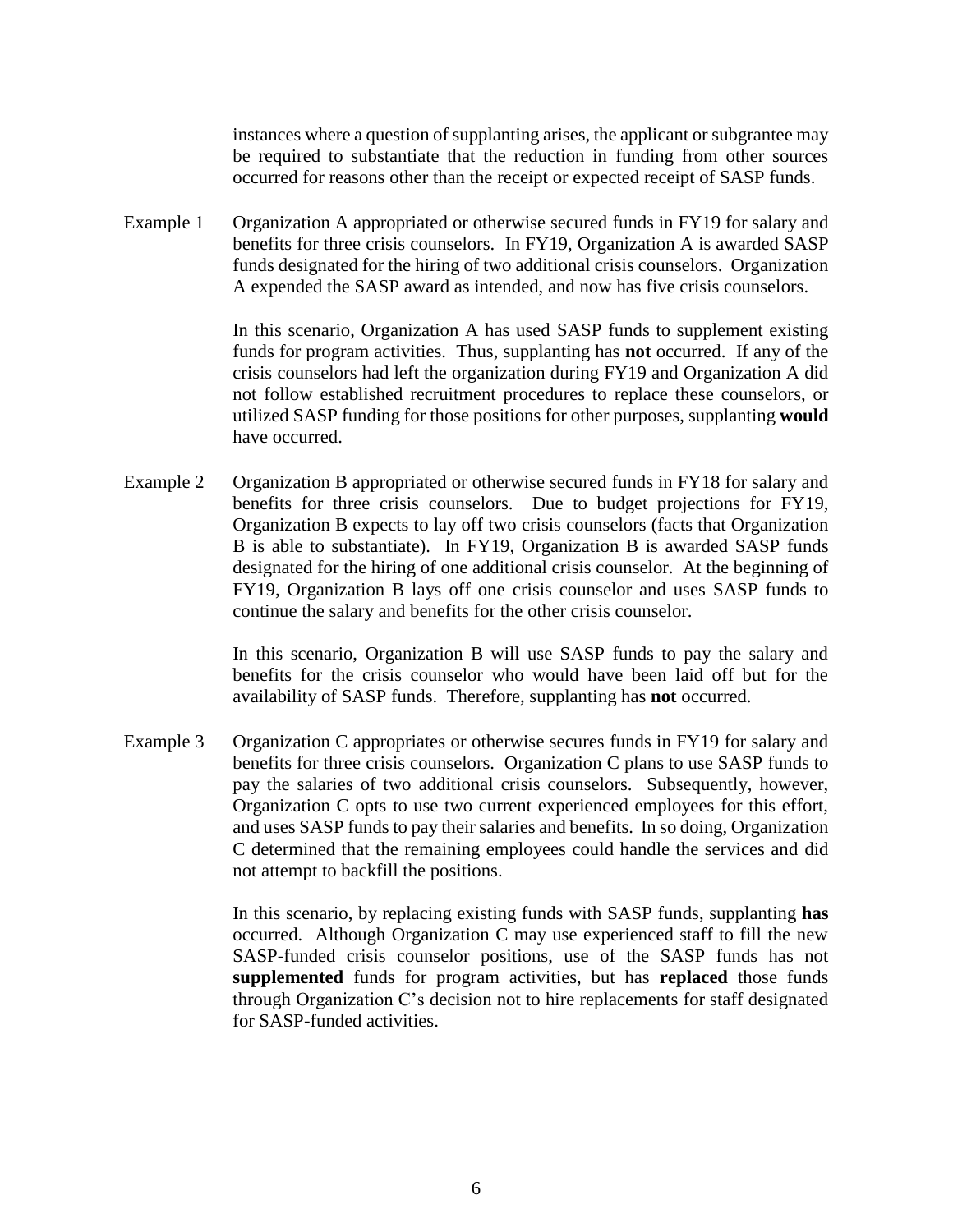instances where a question of supplanting arises, the applicant or subgrantee may be required to substantiate that the reduction in funding from other sources occurred for reasons other than the receipt or expected receipt of SASP funds.

Example 1 Organization A appropriated or otherwise secured funds in FY19 for salary and benefits for three crisis counselors. In FY19, Organization A is awarded SASP funds designated for the hiring of two additional crisis counselors. Organization A expended the SASP award as intended, and now has five crisis counselors.

In this scenario, Organization A has used SASP funds to supplement existing funds for program activities. Thus, supplanting has **not** occurred. If any of the crisis counselors had left the organization during FY19 and Organization A did not follow established recruitment procedures to replace these counselors, or utilized SASP funding for those positions for other purposes, supplanting **would** have occurred.

Example 2 Organization B appropriated or otherwise secured funds in FY18 for salary and benefits for three crisis counselors. Due to budget projections for FY19, Organization B expects to lay off two crisis counselors (facts that Organization B is able to substantiate). In FY19, Organization B is awarded SASP funds designated for the hiring of one additional crisis counselor. At the beginning of FY19, Organization B lays off one crisis counselor and uses SASP funds to continue the salary and benefits for the other crisis counselor.

In this scenario, Organization B will use SASP funds to pay the salary and benefits for the crisis counselor who would have been laid off but for the availability of SASP funds. Therefore, supplanting has **not** occurred.

Example 3 Organization C appropriates or otherwise secures funds in FY19 for salary and benefits for three crisis counselors. Organization C plans to use SASP funds to pay the salaries of two additional crisis counselors. Subsequently, however, Organization C opts to use two current experienced employees for this effort, and uses SASP funds to pay their salaries and benefits. In so doing, Organization C determined that the remaining employees could handle the services and did not attempt to backfill the positions.

In this scenario, by replacing existing funds with SASP funds, supplanting **has** occurred. Although Organization C may use experienced staff to fill the new SASP-funded crisis counselor positions, use of the SASP funds has not **supplemented** funds for program activities, but has **replaced** those funds through Organization C's decision not to hire replacements for staff designated for SASP-funded activities.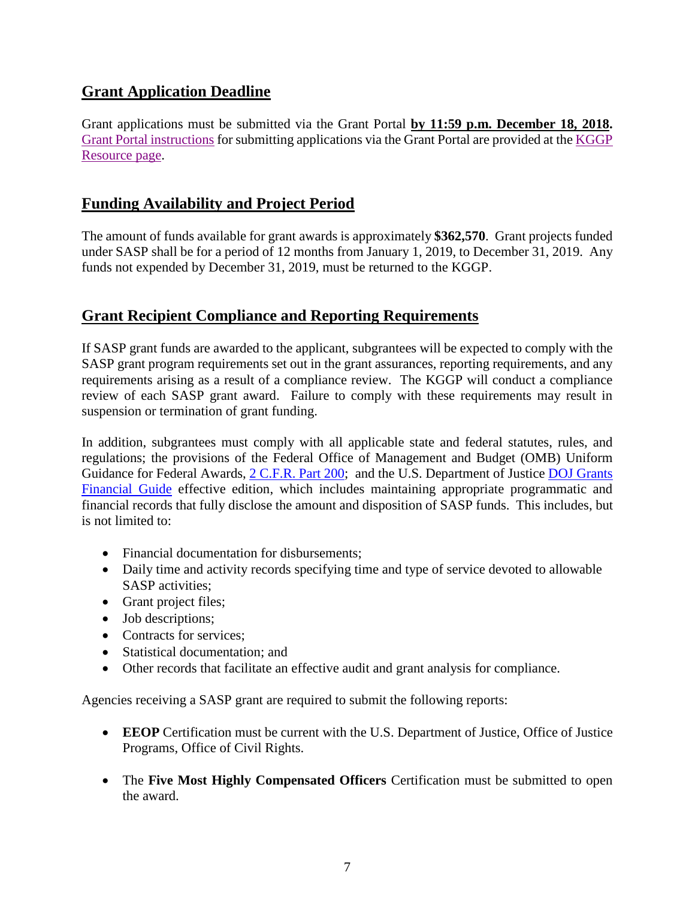## Grant Application Deadline

Grant applications must be submitted via the Grant Portal **by 11:59 p.m. December 18, 2018.** Grant Portal instructions for submitting applications via the Grant Portal are provided at the KGGP Resource page.

## Funding Availability and Project Period

The amount of funds available for grant awards is approximately **$362,570**. Grant projects funded under SASP shall be for a period of 12 months from January 1, 2019, to December 31, 2019. Any funds not expended by December 31, 2019, must be returned to the KGGP.

## Grant Recipient Compliance and Reporting Requirements

If SASP grant funds are awarded to the applicant, subgrantees will be expected to comply with the SASP grant program requirements set out in the grant assurances, reporting requirements, and any requirements arising as a result of a compliance review. The KGGP will conduct a compliance review of each SASP grant award. Failure to comply with these requirements may result in suspension or termination of grant funding.

In addition, subgrantees must comply with all applicable state and federal statutes, rules, and regulations; the provisions of the Federal Office of Management and Budget (OMB) Uniform Guidance for Federal Awards, 2 C.F.R. Part 200; and the U.S. Department of Justice DOJ Grants Financial Guide effective edition, which includes maintaining appropriate programmatic and financial records that fully disclose the amount and disposition of SASP funds. This includes, but is not limited to:

- Financial documentation for disbursements;
- Daily time and activity records specifying time and type of service devoted to allowable SASP activities;
- Grant project files;
- Job descriptions;
- Contracts for services;
- Statistical documentation; and
- Other records that facilitate an effective audit and grant analysis for compliance.

Agencies receiving a SASP grant are required to submit the following reports:

- **EEOP** Certification must be current with the U.S. Department of Justice, Office of Justice Programs, Office of Civil Rights.
- The **Five Most Highly Compensated Officers** Certification must be submitted to open the award.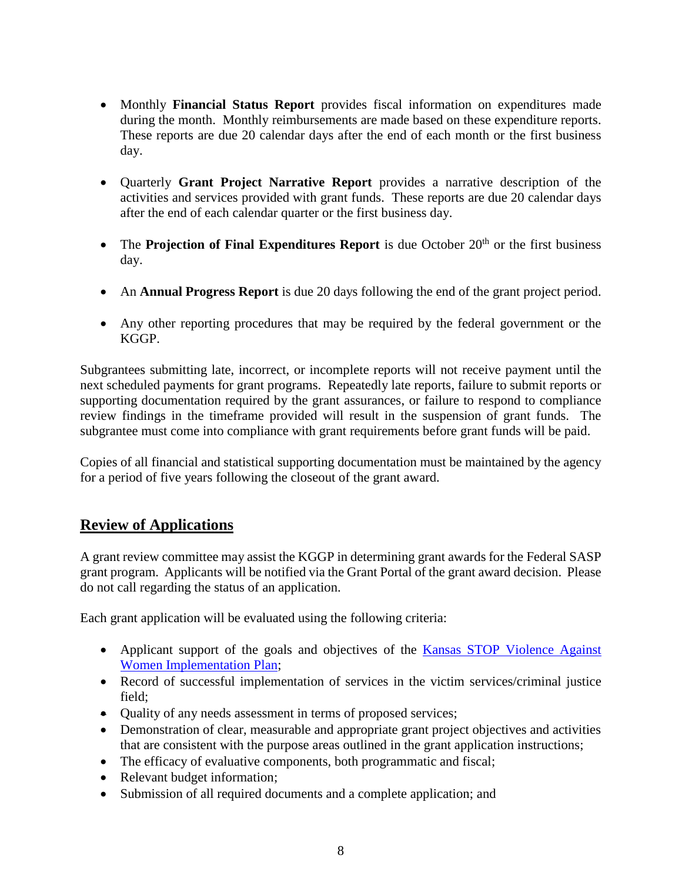- Monthly **Financial Status Report** provides fiscal information on expenditures made during the month. Monthly reimbursements are made based on these expenditure reports. These reports are due 20 calendar days after the end of each month or the first business day.

- Quarterly **Grant Project Narrative Report** provides a narrative description of the activities and services provided with grant funds. These reports are due 20 calendar days after the end of each calendar quarter or the first business day.

- The **Projection of Final Expenditures Report** is due October 20th or the first business day.

- An **Annual Progress Report** is due 20 days following the end of the grant project period.

- Any other reporting procedures that may be required by the federal government or the KGGP.

Subgrantees submitting late, incorrect, or incomplete reports will not receive payment until the next scheduled payments for grant programs. Repeatedly late reports, failure to submit reports or supporting documentation required by the grant assurances, or failure to respond to compliance review findings in the timeframe provided will result in the suspension of grant funds. The subgrantee must come into compliance with grant requirements before grant funds will be paid.

Copies of all financial and statistical supporting documentation must be maintained by the agency for a period of five years following the closeout of the grant award.

## Review of Applications

A grant review committee may assist the KGGP in determining grant awards for the Federal SASP grant program. Applicants will be notified via the Grant Portal of the grant award decision. Please do not call regarding the status of an application.

Each grant application will be evaluated using the following criteria:

- Applicant support of the goals and objectives of the Kansas STOP Violence Against Women Implementation Plan;
- Record of successful implementation of services in the victim services/criminal justice field;
- Quality of any needs assessment in terms of proposed services;
- Demonstration of clear, measurable and appropriate grant project objectives and activities that are consistent with the purpose areas outlined in the grant application instructions;
- The efficacy of evaluative components, both programmatic and fiscal;
- Relevant budget information;
- Submission of all required documents and a complete application; and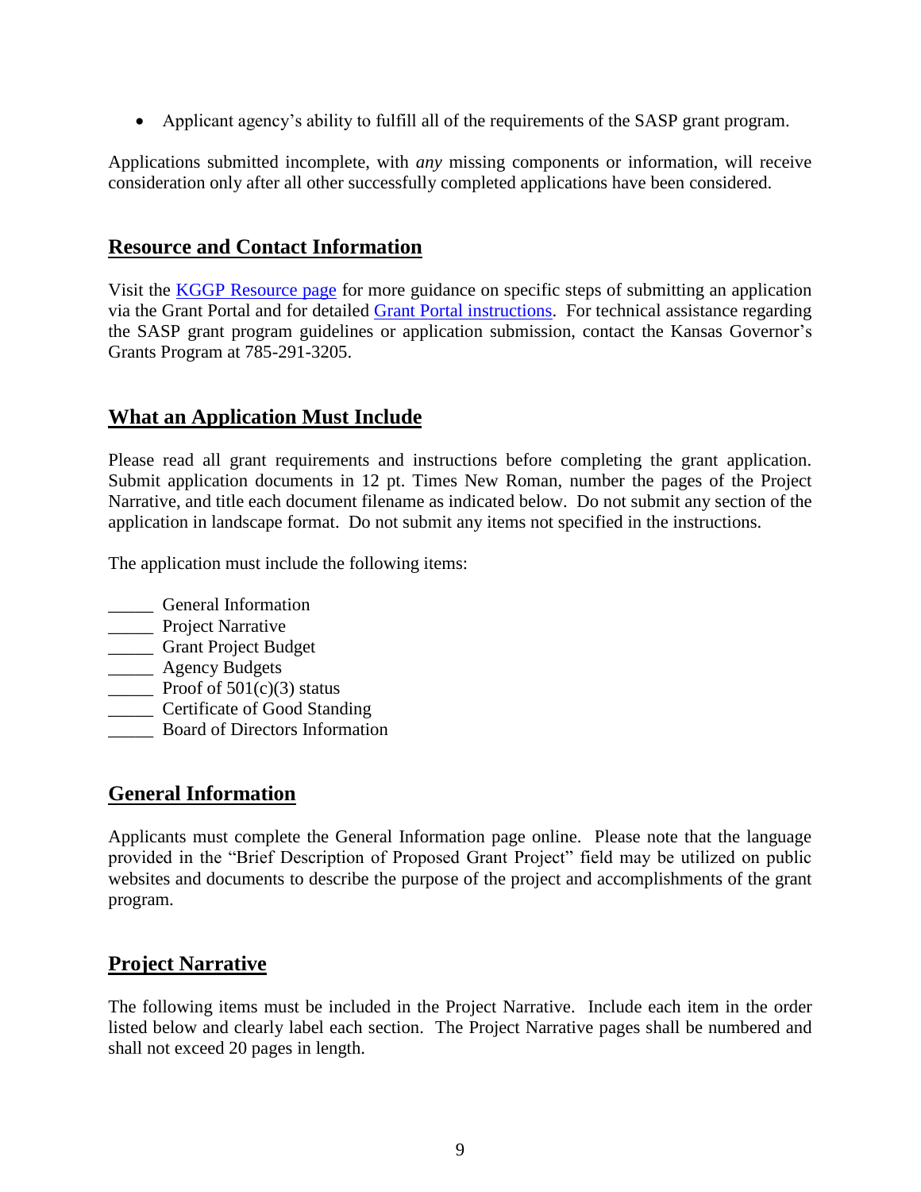- Applicant agency's ability to fulfill all of the requirements of the SASP grant program.

Applications submitted incomplete, with *any* missing components or information, will receive consideration only after all other successfully completed applications have been considered.

## Resource and Contact Information

Visit the KGGP Resource page for more guidance on specific steps of submitting an application via the Grant Portal and for detailed Grant Portal instructions. For technical assistance regarding the SASP grant program guidelines or application submission, contact the Kansas Governor's Grants Program at 785-291-3205.

## What an Application Must Include

Please read all grant requirements and instructions before completing the grant application. Submit application documents in 12 pt. Times New Roman, number the pages of the Project Narrative, and title each document filename as indicated below. Do not submit any section of the application in landscape format. Do not submit any items not specified in the instructions.

The application must include the following items:

_____ General Information
_____ Project Narrative
_____ Grant Project Budget
_____ Agency Budgets
_____ Proof of 501(c)(3) status
_____ Certificate of Good Standing
_____ Board of Directors Information

## General Information

Applicants must complete the General Information page online. Please note that the language provided in the "Brief Description of Proposed Grant Project" field may be utilized on public websites and documents to describe the purpose of the project and accomplishments of the grant program.

## Project Narrative

The following items must be included in the Project Narrative. Include each item in the order listed below and clearly label each section. The Project Narrative pages shall be numbered and shall not exceed 20 pages in length.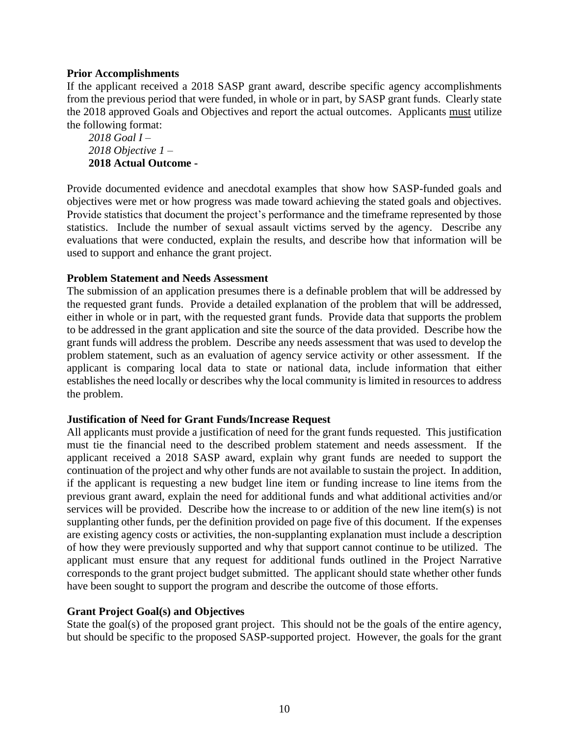**Prior Accomplishments**

If the applicant received a 2018 SASP grant award, describe specific agency accomplishments from the previous period that were funded, in whole or in part, by SASP grant funds. Clearly state the 2018 approved Goals and Objectives and report the actual outcomes. Applicants <u>must</u> utilize the following format:

*2018 Goal I –*
*2018 Objective 1 –*
**2018 Actual Outcome -**

Provide documented evidence and anecdotal examples that show how SASP-funded goals and objectives were met or how progress was made toward achieving the stated goals and objectives. Provide statistics that document the project's performance and the timeframe represented by those statistics. Include the number of sexual assault victims served by the agency. Describe any evaluations that were conducted, explain the results, and describe how that information will be used to support and enhance the grant project.

**Problem Statement and Needs Assessment**

The submission of an application presumes there is a definable problem that will be addressed by the requested grant funds. Provide a detailed explanation of the problem that will be addressed, either in whole or in part, with the requested grant funds. Provide data that supports the problem to be addressed in the grant application and site the source of the data provided. Describe how the grant funds will address the problem. Describe any needs assessment that was used to develop the problem statement, such as an evaluation of agency service activity or other assessment. If the applicant is comparing local data to state or national data, include information that either establishes the need locally or describes why the local community is limited in resources to address the problem.

**Justification of Need for Grant Funds/Increase Request**

All applicants must provide a justification of need for the grant funds requested. This justification must tie the financial need to the described problem statement and needs assessment. If the applicant received a 2018 SASP award, explain why grant funds are needed to support the continuation of the project and why other funds are not available to sustain the project. In addition, if the applicant is requesting a new budget line item or funding increase to line items from the previous grant award, explain the need for additional funds and what additional activities and/or services will be provided. Describe how the increase to or addition of the new line item(s) is not supplanting other funds, per the definition provided on page five of this document. If the expenses are existing agency costs or activities, the non-supplanting explanation must include a description of how they were previously supported and why that support cannot continue to be utilized. The applicant must ensure that any request for additional funds outlined in the Project Narrative corresponds to the grant project budget submitted. The applicant should state whether other funds have been sought to support the program and describe the outcome of those efforts.

**Grant Project Goal(s) and Objectives**

State the goal(s) of the proposed grant project. This should not be the goals of the entire agency, but should be specific to the proposed SASP-supported project. However, the goals for the grant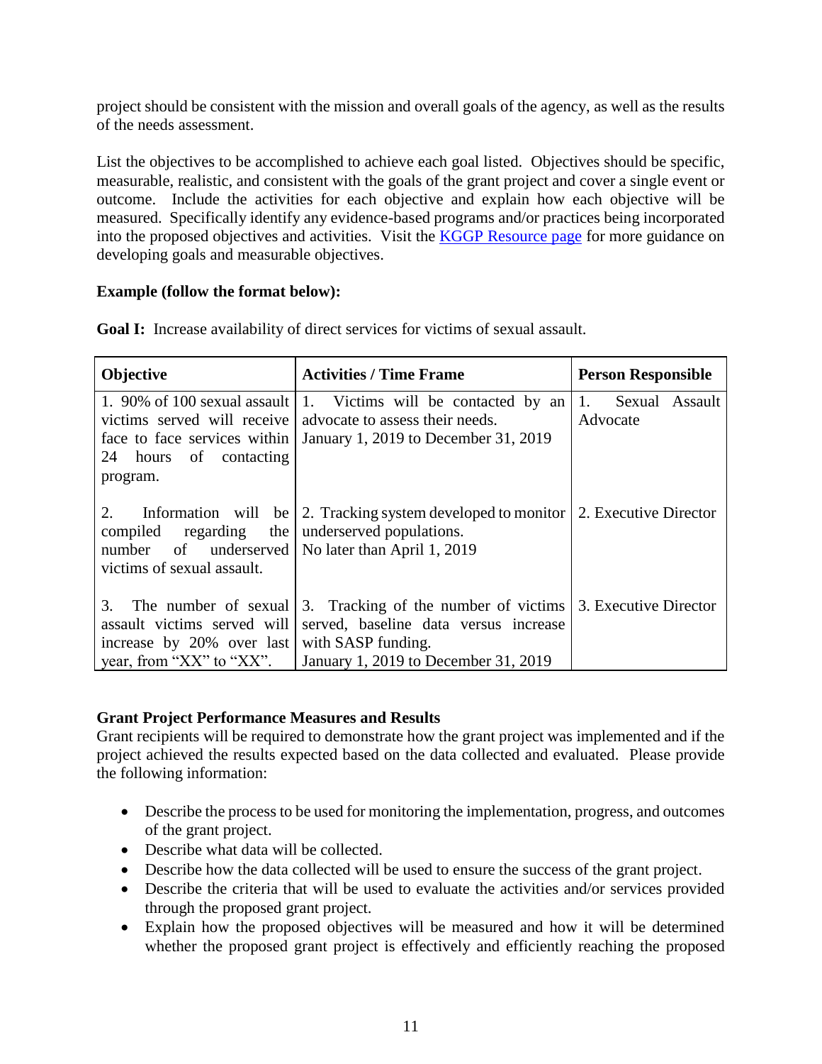project should be consistent with the mission and overall goals of the agency, as well as the results of the needs assessment.

List the objectives to be accomplished to achieve each goal listed. Objectives should be specific, measurable, realistic, and consistent with the goals of the grant project and cover a single event or outcome. Include the activities for each objective and explain how each objective will be measured. Specifically identify any evidence-based programs and/or practices being incorporated into the proposed objectives and activities. Visit the [KGGP Resource page]() for more guidance on developing goals and measurable objectives.

**Example (follow the format below):**

**Goal I:** Increase availability of direct services for victims of sexual assault.

| Objective | Activities / Time Frame | Person Responsible |
|---|---|---|
| 1. 90% of 100 sexual assault victims served will receive face to face services within 24 hours of contacting program. | 1. Victims will be contacted by an advocate to assess their needs. January 1, 2019 to December 31, 2019 | 1. Sexual Assault Advocate |
| 2. Information will be compiled regarding the number of underserved victims of sexual assault. | 2. Tracking system developed to monitor underserved populations. No later than April 1, 2019 | 2. Executive Director |
| 3. The number of sexual assault victims served will increase by 20% over last year, from "XX" to "XX". | 3. Tracking of the number of victims served, baseline data versus increase with SASP funding. January 1, 2019 to December 31, 2019 | 3. Executive Director |

**Grant Project Performance Measures and Results**

Grant recipients will be required to demonstrate how the grant project was implemented and if the project achieved the results expected based on the data collected and evaluated. Please provide the following information:

- Describe the process to be used for monitoring the implementation, progress, and outcomes of the grant project.
- Describe what data will be collected.
- Describe how the data collected will be used to ensure the success of the grant project.
- Describe the criteria that will be used to evaluate the activities and/or services provided through the proposed grant project.
- Explain how the proposed objectives will be measured and how it will be determined whether the proposed grant project is effectively and efficiently reaching the proposed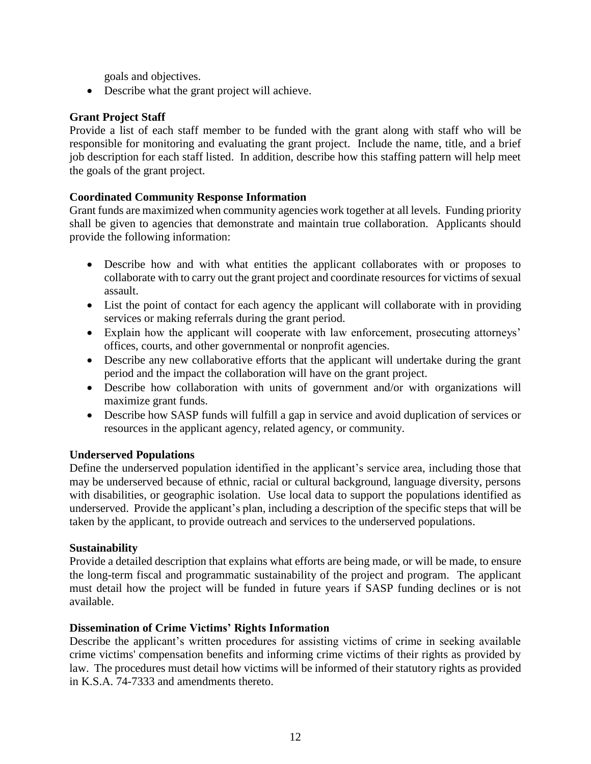goals and objectives.

- Describe what the grant project will achieve.

**Grant Project Staff**

Provide a list of each staff member to be funded with the grant along with staff who will be responsible for monitoring and evaluating the grant project. Include the name, title, and a brief job description for each staff listed. In addition, describe how this staffing pattern will help meet the goals of the grant project.

**Coordinated Community Response Information**

Grant funds are maximized when community agencies work together at all levels. Funding priority shall be given to agencies that demonstrate and maintain true collaboration. Applicants should provide the following information:

- Describe how and with what entities the applicant collaborates with or proposes to collaborate with to carry out the grant project and coordinate resources for victims of sexual assault.
- List the point of contact for each agency the applicant will collaborate with in providing services or making referrals during the grant period.
- Explain how the applicant will cooperate with law enforcement, prosecuting attorneys' offices, courts, and other governmental or nonprofit agencies.
- Describe any new collaborative efforts that the applicant will undertake during the grant period and the impact the collaboration will have on the grant project.
- Describe how collaboration with units of government and/or with organizations will maximize grant funds.
- Describe how SASP funds will fulfill a gap in service and avoid duplication of services or resources in the applicant agency, related agency, or community.

**Underserved Populations**

Define the underserved population identified in the applicant's service area, including those that may be underserved because of ethnic, racial or cultural background, language diversity, persons with disabilities, or geographic isolation. Use local data to support the populations identified as underserved. Provide the applicant's plan, including a description of the specific steps that will be taken by the applicant, to provide outreach and services to the underserved populations.

**Sustainability**

Provide a detailed description that explains what efforts are being made, or will be made, to ensure the long-term fiscal and programmatic sustainability of the project and program. The applicant must detail how the project will be funded in future years if SASP funding declines or is not available.

**Dissemination of Crime Victims' Rights Information**

Describe the applicant's written procedures for assisting victims of crime in seeking available crime victims' compensation benefits and informing crime victims of their rights as provided by law. The procedures must detail how victims will be informed of their statutory rights as provided in K.S.A. 74-7333 and amendments thereto.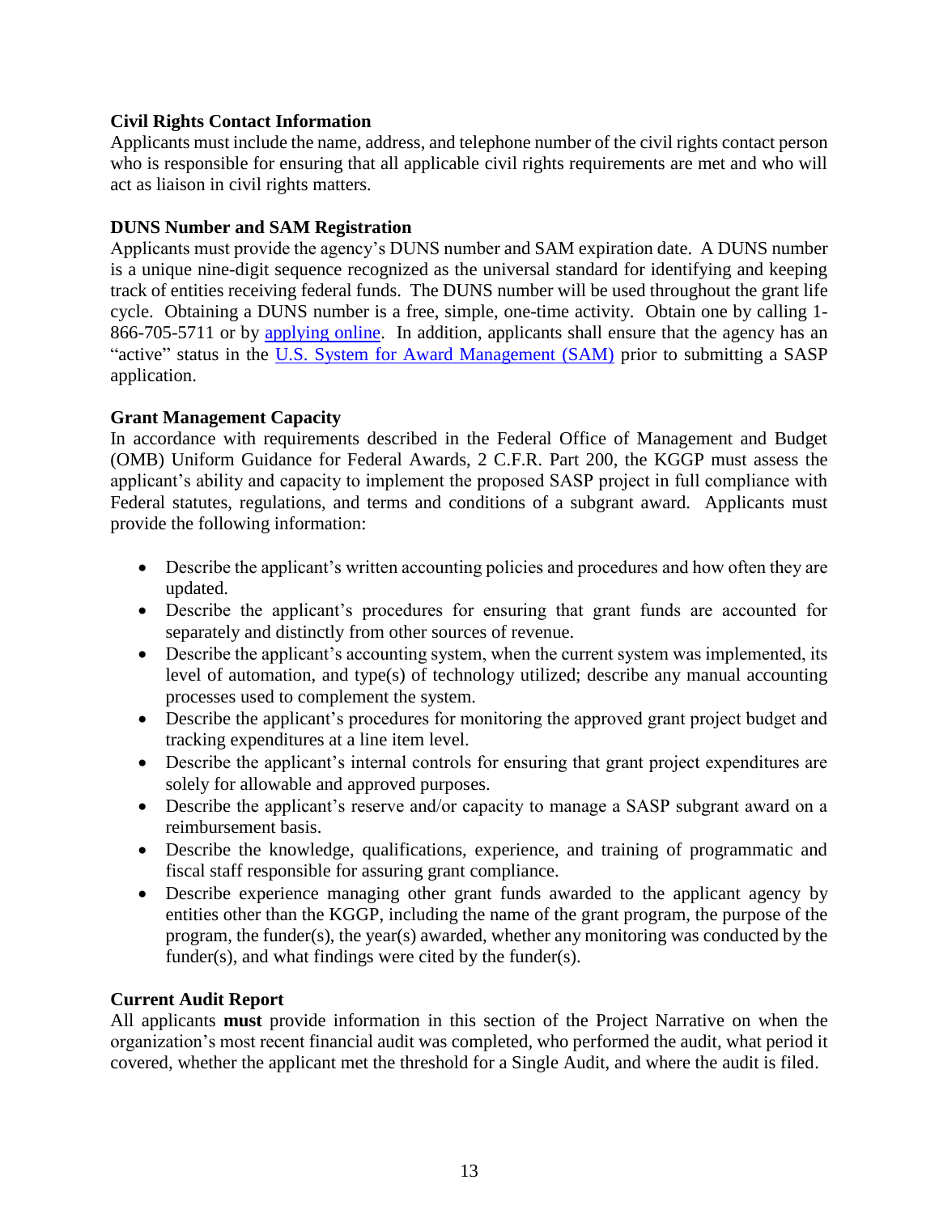**Civil Rights Contact Information**

Applicants must include the name, address, and telephone number of the civil rights contact person who is responsible for ensuring that all applicable civil rights requirements are met and who will act as liaison in civil rights matters.

**DUNS Number and SAM Registration**

Applicants must provide the agency's DUNS number and SAM expiration date. A DUNS number is a unique nine-digit sequence recognized as the universal standard for identifying and keeping track of entities receiving federal funds. The DUNS number will be used throughout the grant life cycle. Obtaining a DUNS number is a free, simple, one-time activity. Obtain one by calling 1-866-705-5711 or by applying online. In addition, applicants shall ensure that the agency has an "active" status in the U.S. System for Award Management (SAM) prior to submitting a SASP application.

**Grant Management Capacity**

In accordance with requirements described in the Federal Office of Management and Budget (OMB) Uniform Guidance for Federal Awards, 2 C.F.R. Part 200, the KGGP must assess the applicant's ability and capacity to implement the proposed SASP project in full compliance with Federal statutes, regulations, and terms and conditions of a subgrant award. Applicants must provide the following information:

- Describe the applicant's written accounting policies and procedures and how often they are updated.
- Describe the applicant's procedures for ensuring that grant funds are accounted for separately and distinctly from other sources of revenue.
- Describe the applicant's accounting system, when the current system was implemented, its level of automation, and type(s) of technology utilized; describe any manual accounting processes used to complement the system.
- Describe the applicant's procedures for monitoring the approved grant project budget and tracking expenditures at a line item level.
- Describe the applicant's internal controls for ensuring that grant project expenditures are solely for allowable and approved purposes.
- Describe the applicant's reserve and/or capacity to manage a SASP subgrant award on a reimbursement basis.
- Describe the knowledge, qualifications, experience, and training of programmatic and fiscal staff responsible for assuring grant compliance.
- Describe experience managing other grant funds awarded to the applicant agency by entities other than the KGGP, including the name of the grant program, the purpose of the program, the funder(s), the year(s) awarded, whether any monitoring was conducted by the funder(s), and what findings were cited by the funder(s).

**Current Audit Report**

All applicants **must** provide information in this section of the Project Narrative on when the organization's most recent financial audit was completed, who performed the audit, what period it covered, whether the applicant met the threshold for a Single Audit, and where the audit is filed.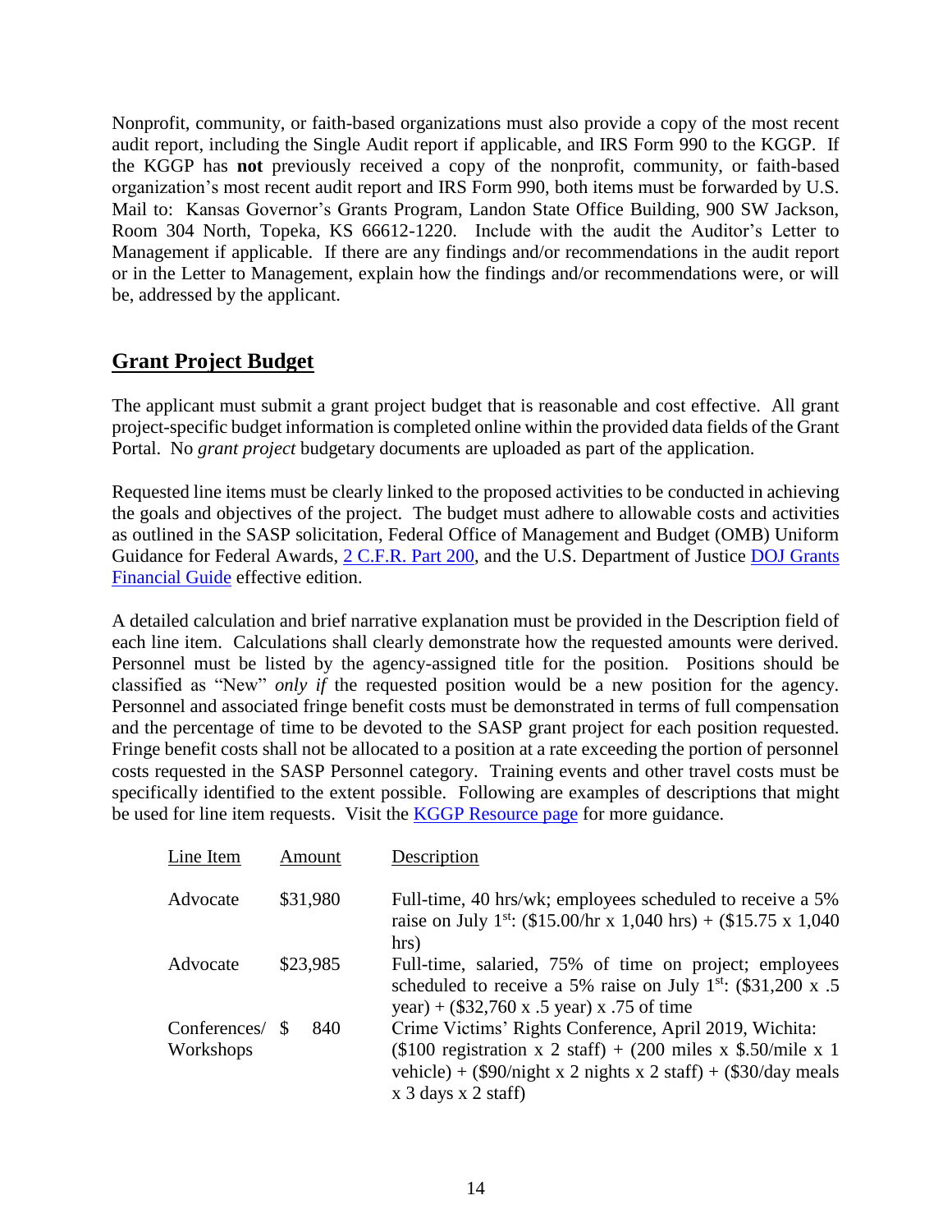Nonprofit, community, or faith-based organizations must also provide a copy of the most recent audit report, including the Single Audit report if applicable, and IRS Form 990 to the KGGP. If the KGGP has **not** previously received a copy of the nonprofit, community, or faith-based organization's most recent audit report and IRS Form 990, both items must be forwarded by U.S. Mail to: Kansas Governor's Grants Program, Landon State Office Building, 900 SW Jackson, Room 304 North, Topeka, KS 66612-1220. Include with the audit the Auditor's Letter to Management if applicable. If there are any findings and/or recommendations in the audit report or in the Letter to Management, explain how the findings and/or recommendations were, or will be, addressed by the applicant.

## Grant Project Budget

The applicant must submit a grant project budget that is reasonable and cost effective. All grant project-specific budget information is completed online within the provided data fields of the Grant Portal. No *grant project* budgetary documents are uploaded as part of the application.

Requested line items must be clearly linked to the proposed activities to be conducted in achieving the goals and objectives of the project. The budget must adhere to allowable costs and activities as outlined in the SASP solicitation, Federal Office of Management and Budget (OMB) Uniform Guidance for Federal Awards, 2 C.F.R. Part 200, and the U.S. Department of Justice DOJ Grants Financial Guide effective edition.

A detailed calculation and brief narrative explanation must be provided in the Description field of each line item. Calculations shall clearly demonstrate how the requested amounts were derived. Personnel must be listed by the agency-assigned title for the position. Positions should be classified as "New" *only if* the requested position would be a new position for the agency. Personnel and associated fringe benefit costs must be demonstrated in terms of full compensation and the percentage of time to be devoted to the SASP grant project for each position requested. Fringe benefit costs shall not be allocated to a position at a rate exceeding the portion of personnel costs requested in the SASP Personnel category. Training events and other travel costs must be specifically identified to the extent possible. Following are examples of descriptions that might be used for line item requests. Visit the KGGP Resource page for more guidance.

| Line Item | Amount | Description |
|---|---|---|
| Advocate | $31,980 | Full-time, 40 hrs/wk; employees scheduled to receive a 5% raise on July 1st: ($15.00/hr x 1,040 hrs) + ($15.75 x 1,040 hrs) |
| Advocate | $23,985 | Full-time, salaried, 75% of time on project; employees scheduled to receive a 5% raise on July 1st: ($31,200 x .5 year) + ($32,760 x .5 year) x .75 of time |
| Conferences/ Workshops | $ 840 | Crime Victims' Rights Conference, April 2019, Wichita: ($100 registration x 2 staff) + (200 miles x $.50/mile x 1 vehicle) + ($90/night x 2 nights x 2 staff) + ($30/day meals x 3 days x 2 staff) |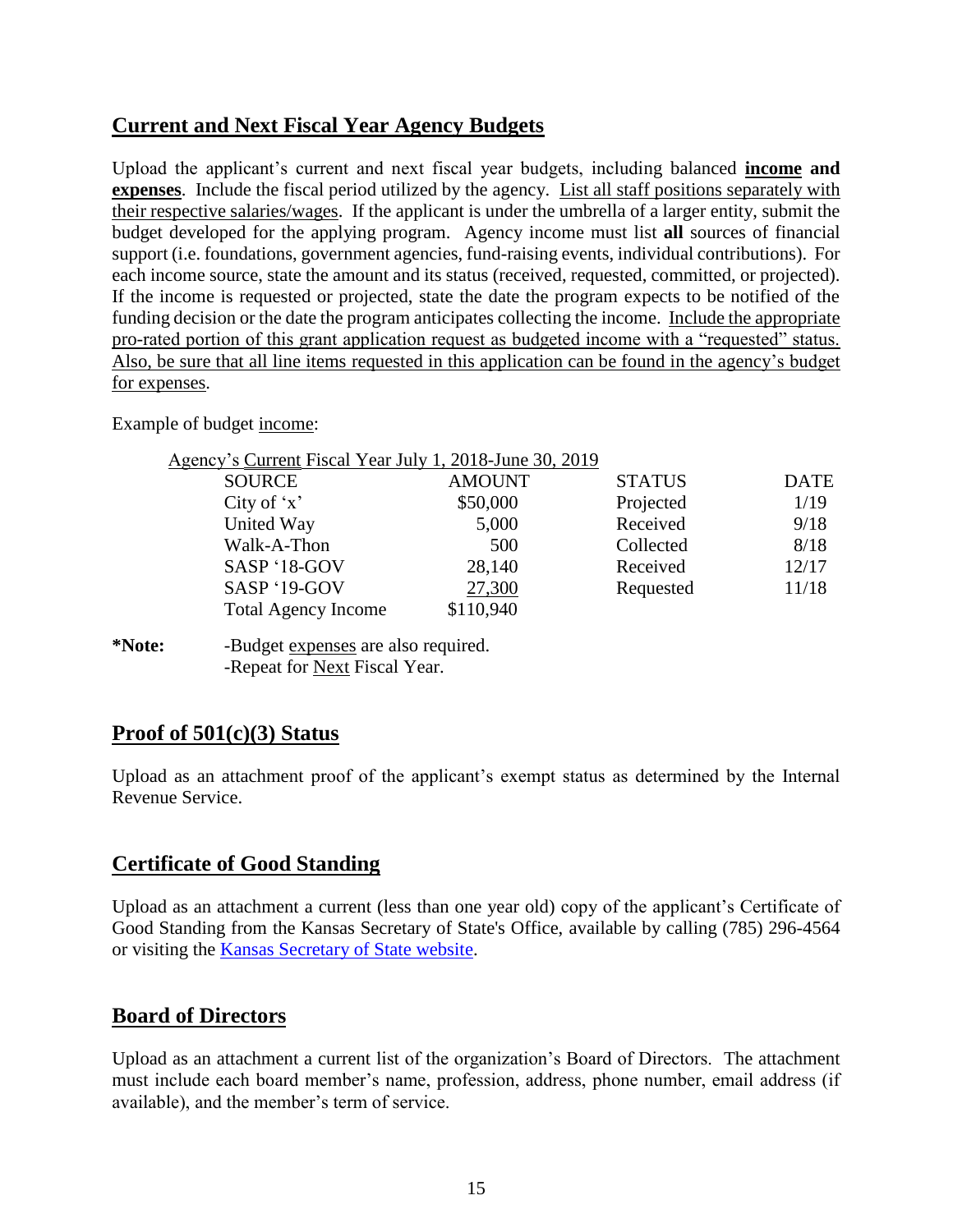## Current and Next Fiscal Year Agency Budgets

Upload the applicant's current and next fiscal year budgets, including balanced **income and expenses**. Include the fiscal period utilized by the agency. List all staff positions separately with their respective salaries/wages. If the applicant is under the umbrella of a larger entity, submit the budget developed for the applying program. Agency income must list **all** sources of financial support (i.e. foundations, government agencies, fund-raising events, individual contributions). For each income source, state the amount and its status (received, requested, committed, or projected). If the income is requested or projected, state the date the program expects to be notified of the funding decision or the date the program anticipates collecting the income. Include the appropriate pro-rated portion of this grant application request as budgeted income with a "requested" status. Also, be sure that all line items requested in this application can be found in the agency's budget for expenses.

Example of budget income:

Agency's Current Fiscal Year July 1, 2018-June 30, 2019

| SOURCE | AMOUNT | STATUS | DATE |
|---|---|---|---|
| City of 'x' | $50,000 | Projected | 1/19 |
| United Way | 5,000 | Received | 9/18 |
| Walk-A-Thon | 500 | Collected | 8/18 |
| SASP '18-GOV | 28,140 | Received | 12/17 |
| SASP '19-GOV | 27,300 | Requested | 11/18 |
| Total Agency Income | $110,940 | | |

**\*Note:** -Budget expenses are also required.
-Repeat for Next Fiscal Year.

## Proof of 501(c)(3) Status

Upload as an attachment proof of the applicant's exempt status as determined by the Internal Revenue Service.

## Certificate of Good Standing

Upload as an attachment a current (less than one year old) copy of the applicant's Certificate of Good Standing from the Kansas Secretary of State's Office, available by calling (785) 296-4564 or visiting the Kansas Secretary of State website.

## Board of Directors

Upload as an attachment a current list of the organization's Board of Directors. The attachment must include each board member's name, profession, address, phone number, email address (if available), and the member's term of service.